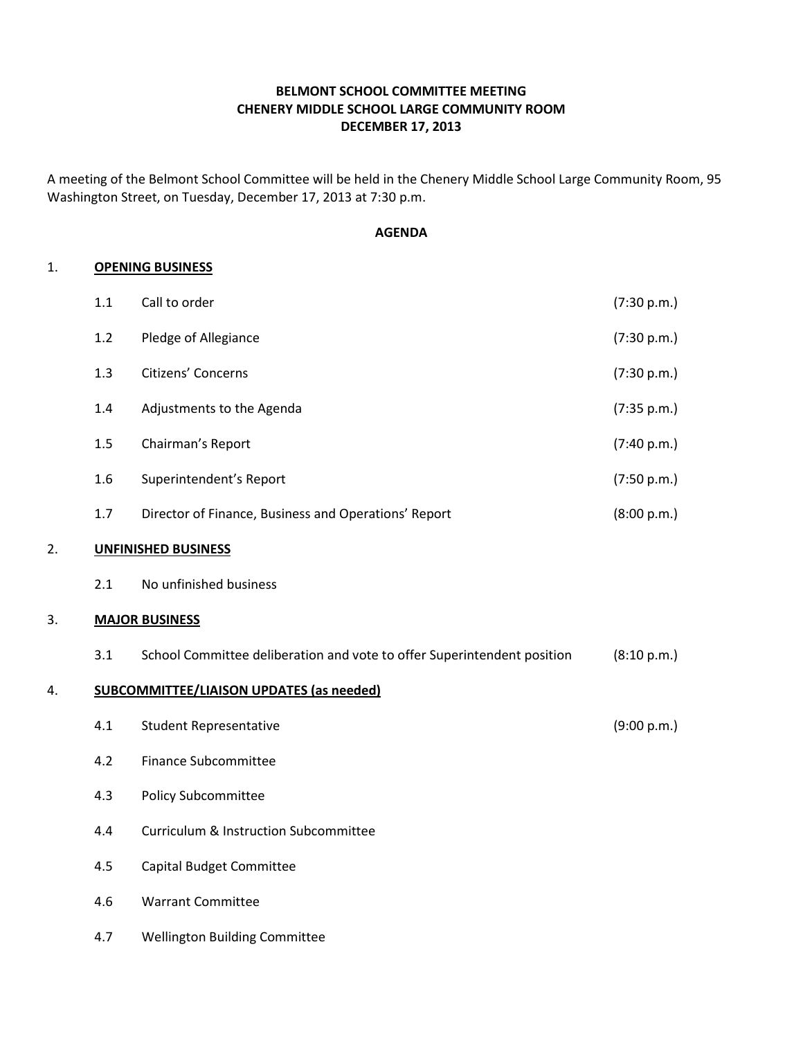**BELMONT SCHOOL COMMITTEE MEETING**
**CHENERY MIDDLE SCHOOL LARGE COMMUNITY ROOM**
**DECEMBER 17, 2013**

A meeting of the Belmont School Committee will be held in the Chenery Middle School Large Community Room, 95 Washington Street, on Tuesday, December 17, 2013 at 7:30 p.m.

**AGENDA**

1. **OPENING BUSINESS**

| | | |
|---|---|---|
| 1.1 | Call to order | (7:30 p.m.) |
| 1.2 | Pledge of Allegiance | (7:30 p.m.) |
| 1.3 | Citizens' Concerns | (7:30 p.m.) |
| 1.4 | Adjustments to the Agenda | (7:35 p.m.) |
| 1.5 | Chairman's Report | (7:40 p.m.) |
| 1.6 | Superintendent's Report | (7:50 p.m.) |
| 1.7 | Director of Finance, Business and Operations' Report | (8:00 p.m.) |

2. **UNFINISHED BUSINESS**

| | | |
|---|---|---|
| 2.1 | No unfinished business | |

3. **MAJOR BUSINESS**

| | | |
|---|---|---|
| 3.1 | School Committee deliberation and vote to offer Superintendent position | (8:10 p.m.) |

4. **SUBCOMMITTEE/LIAISON UPDATES (as needed)**

| | | |
|---|---|---|
| 4.1 | Student Representative | (9:00 p.m.) |
| 4.2 | Finance Subcommittee | |
| 4.3 | Policy Subcommittee | |
| 4.4 | Curriculum & Instruction Subcommittee | |
| 4.5 | Capital Budget Committee | |
| 4.6 | Warrant Committee | |
| 4.7 | Wellington Building Committee | |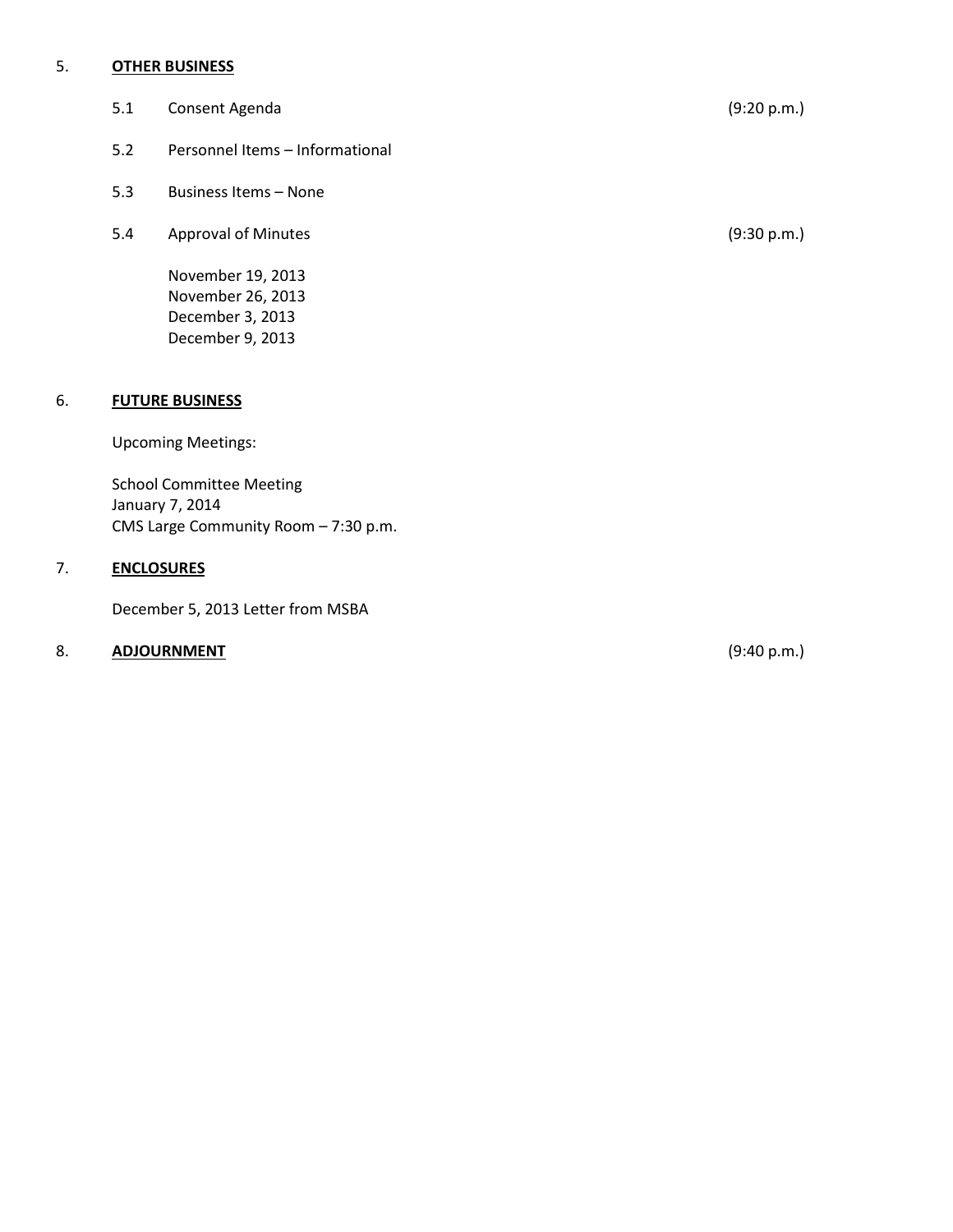5. **OTHER BUSINESS**

   5.1 Consent Agenda (9:20 p.m.)

   5.2 Personnel Items – Informational

   5.3 Business Items – None

   5.4 Approval of Minutes (9:30 p.m.)

   November 19, 2013
   November 26, 2013
   December 3, 2013
   December 9, 2013

6. **FUTURE BUSINESS**

   Upcoming Meetings:

   School Committee Meeting
   January 7, 2014
   CMS Large Community Room – 7:30 p.m.

7. **ENCLOSURES**

   December 5, 2013 Letter from MSBA

8. **ADJOURNMENT** (9:40 p.m.)